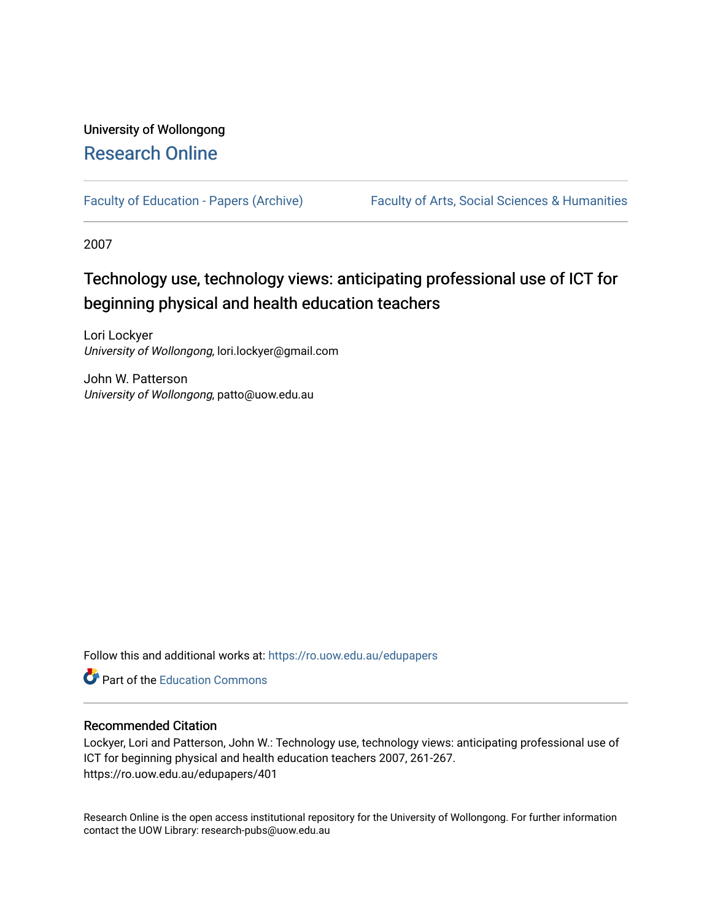University of Wollongong

# Research Online

Faculty of Education - Papers (Archive) | Faculty of Arts, Social Sciences & Humanities

2007

## Technology use, technology views: anticipating professional use of ICT for beginning physical and health education teachers

Lori Lockyer
*University of Wollongong*, lori.lockyer@gmail.com

John W. Patterson
*University of Wollongong*, patto@uow.edu.au

Follow this and additional works at: https://ro.uow.edu.au/edupapers

Part of the Education Commons

### Recommended Citation

Lockyer, Lori and Patterson, John W.: Technology use, technology views: anticipating professional use of ICT for beginning physical and health education teachers 2007, 261-267.
https://ro.uow.edu.au/edupapers/401

Research Online is the open access institutional repository for the University of Wollongong. For further information contact the UOW Library: research-pubs@uow.edu.au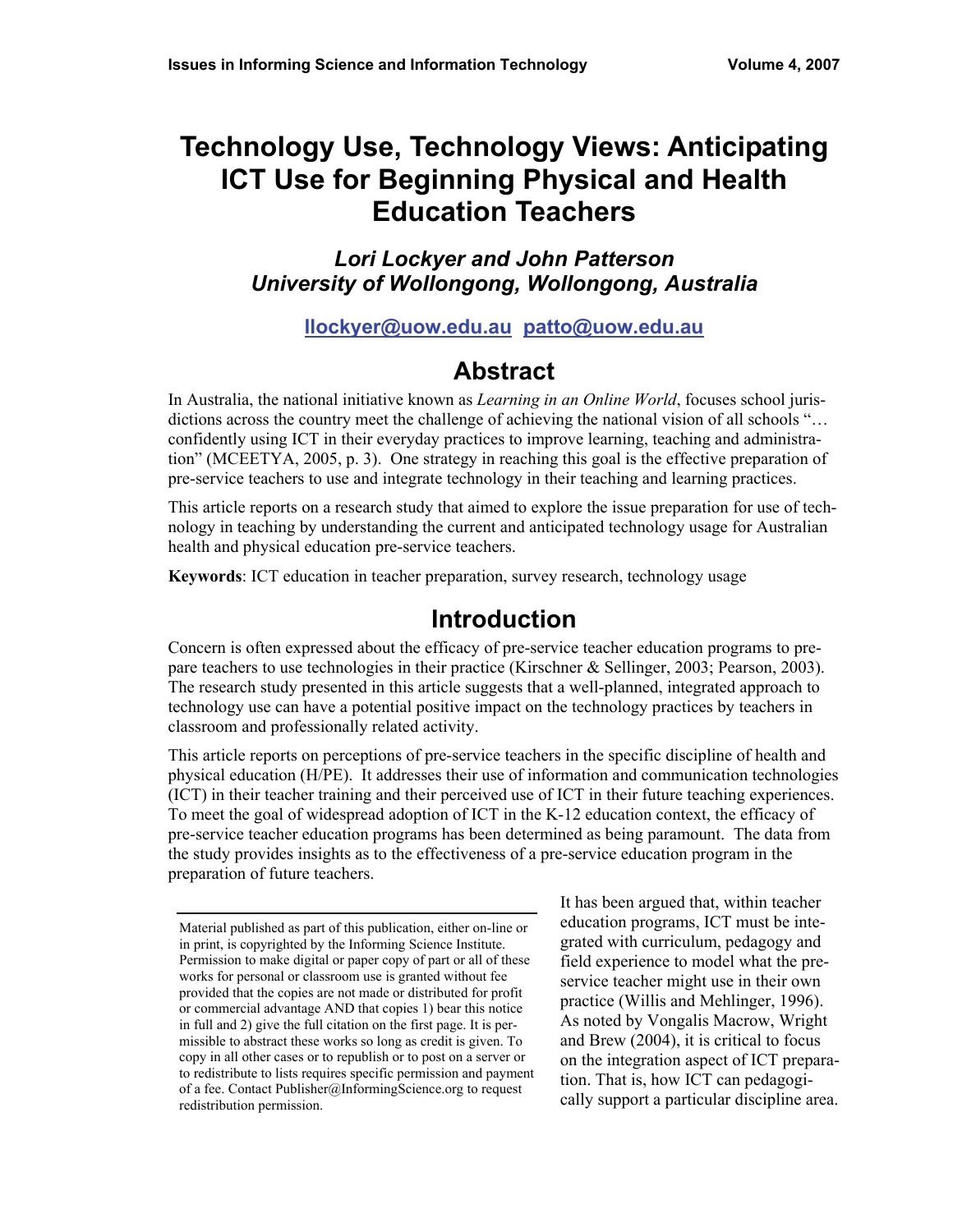# Technology Use, Technology Views: Anticipating ICT Use for Beginning Physical and Health Education Teachers

### *Lori Lockyer and John Patterson*
### *University of Wollongong, Wollongong, Australia*

llockyer@uow.edu.au patto@uow.edu.au

## Abstract

In Australia, the national initiative known as *Learning in an Online World*, focuses school jurisdictions across the country meet the challenge of achieving the national vision of all schools "… confidently using ICT in their everyday practices to improve learning, teaching and administration" (MCEETYA, 2005, p. 3). One strategy in reaching this goal is the effective preparation of pre-service teachers to use and integrate technology in their teaching and learning practices.

This article reports on a research study that aimed to explore the issue preparation for use of technology in teaching by understanding the current and anticipated technology usage for Australian health and physical education pre-service teachers.

**Keywords**: ICT education in teacher preparation, survey research, technology usage

## Introduction

Concern is often expressed about the efficacy of pre-service teacher education programs to prepare teachers to use technologies in their practice (Kirschner & Sellinger, 2003; Pearson, 2003). The research study presented in this article suggests that a well-planned, integrated approach to technology use can have a potential positive impact on the technology practices by teachers in classroom and professionally related activity.

This article reports on perceptions of pre-service teachers in the specific discipline of health and physical education (H/PE). It addresses their use of information and communication technologies (ICT) in their teacher training and their perceived use of ICT in their future teaching experiences. To meet the goal of widespread adoption of ICT in the K-12 education context, the efficacy of pre-service teacher education programs has been determined as being paramount. The data from the study provides insights as to the effectiveness of a pre-service education program in the preparation of future teachers.

It has been argued that, within teacher education programs, ICT must be integrated with curriculum, pedagogy and field experience to model what the pre-service teacher might use in their own practice (Willis and Mehlinger, 1996). As noted by Vongalis Macrow, Wright and Brew (2004), it is critical to focus on the integration aspect of ICT preparation. That is, how ICT can pedagogically support a particular discipline area.

Material published as part of this publication, either on-line or in print, is copyrighted by the Informing Science Institute. Permission to make digital or paper copy of part or all of these works for personal or classroom use is granted without fee provided that the copies are not made or distributed for profit or commercial advantage AND that copies 1) bear this notice in full and 2) give the full citation on the first page. It is permissible to abstract these works so long as credit is given. To copy in all other cases or to republish or to post on a server or to redistribute to lists requires specific permission and payment of a fee. Contact Publisher@InformingScience.org to request redistribution permission.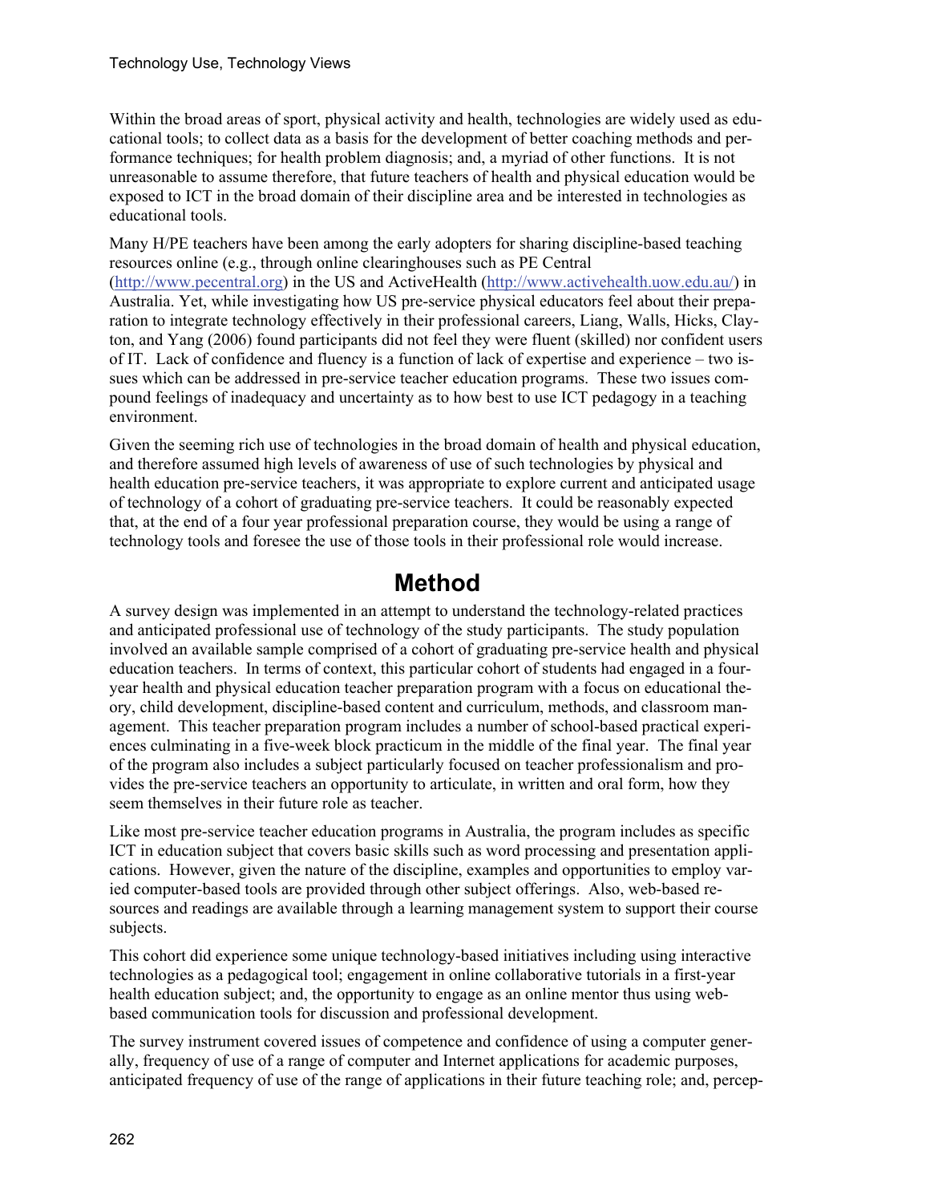Within the broad areas of sport, physical activity and health, technologies are widely used as educational tools; to collect data as a basis for the development of better coaching methods and performance techniques; for health problem diagnosis; and, a myriad of other functions. It is not unreasonable to assume therefore, that future teachers of health and physical education would be exposed to ICT in the broad domain of their discipline area and be interested in technologies as educational tools.

Many H/PE teachers have been among the early adopters for sharing discipline-based teaching resources online (e.g., through online clearinghouses such as PE Central (http://www.pecentral.org) in the US and ActiveHealth (http://www.activehealth.uow.edu.au/) in Australia. Yet, while investigating how US pre-service physical educators feel about their preparation to integrate technology effectively in their professional careers, Liang, Walls, Hicks, Clayton, and Yang (2006) found participants did not feel they were fluent (skilled) nor confident users of IT. Lack of confidence and fluency is a function of lack of expertise and experience – two issues which can be addressed in pre-service teacher education programs. These two issues compound feelings of inadequacy and uncertainty as to how best to use ICT pedagogy in a teaching environment.

Given the seeming rich use of technologies in the broad domain of health and physical education, and therefore assumed high levels of awareness of use of such technologies by physical and health education pre-service teachers, it was appropriate to explore current and anticipated usage of technology of a cohort of graduating pre-service teachers. It could be reasonably expected that, at the end of a four year professional preparation course, they would be using a range of technology tools and foresee the use of those tools in their professional role would increase.

## Method

A survey design was implemented in an attempt to understand the technology-related practices and anticipated professional use of technology of the study participants. The study population involved an available sample comprised of a cohort of graduating pre-service health and physical education teachers. In terms of context, this particular cohort of students had engaged in a four-year health and physical education teacher preparation program with a focus on educational theory, child development, discipline-based content and curriculum, methods, and classroom management. This teacher preparation program includes a number of school-based practical experiences culminating in a five-week block practicum in the middle of the final year. The final year of the program also includes a subject particularly focused on teacher professionalism and provides the pre-service teachers an opportunity to articulate, in written and oral form, how they seem themselves in their future role as teacher.

Like most pre-service teacher education programs in Australia, the program includes as specific ICT in education subject that covers basic skills such as word processing and presentation applications. However, given the nature of the discipline, examples and opportunities to employ varied computer-based tools are provided through other subject offerings. Also, web-based resources and readings are available through a learning management system to support their course subjects.

This cohort did experience some unique technology-based initiatives including using interactive technologies as a pedagogical tool; engagement in online collaborative tutorials in a first-year health education subject; and, the opportunity to engage as an online mentor thus using web-based communication tools for discussion and professional development.

The survey instrument covered issues of competence and confidence of using a computer generally, frequency of use of a range of computer and Internet applications for academic purposes, anticipated frequency of use of the range of applications in their future teaching role; and, percep-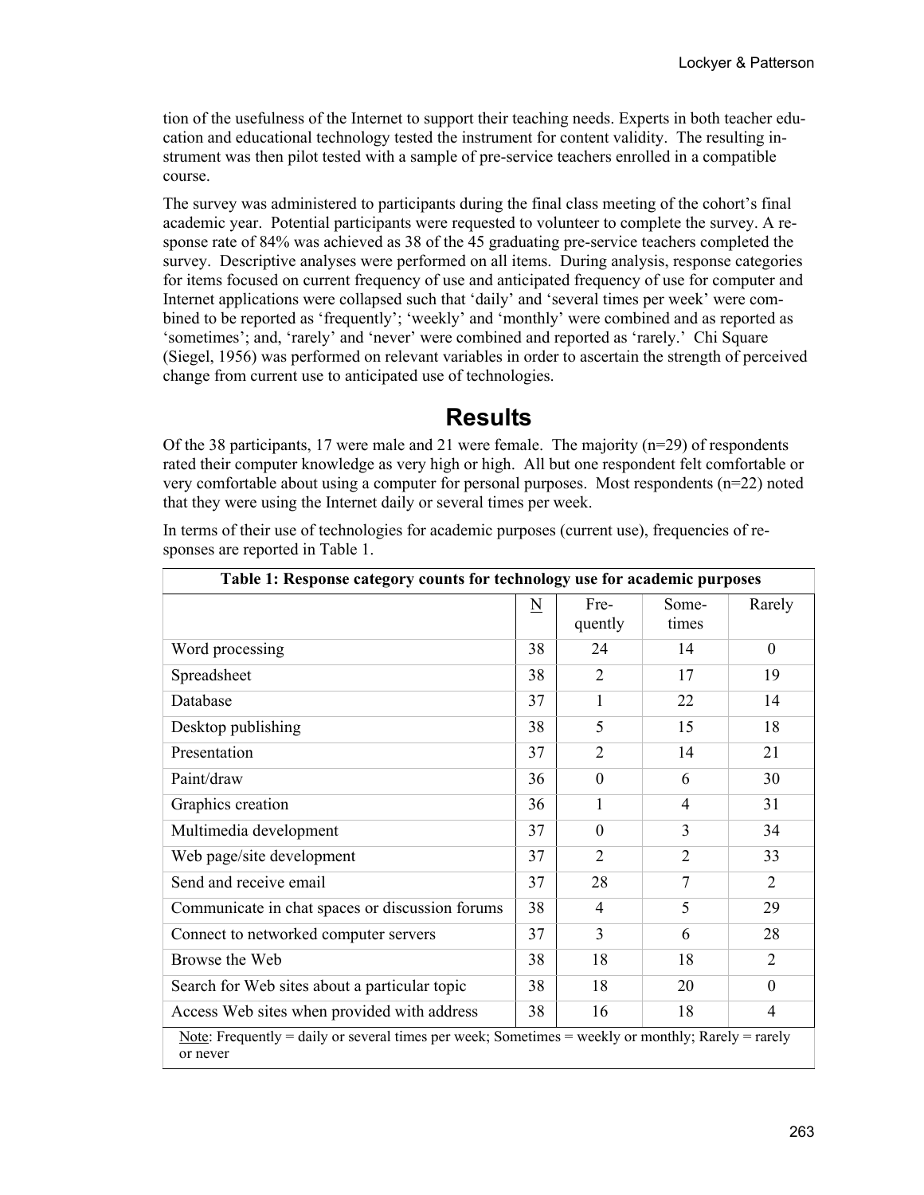tion of the usefulness of the Internet to support their teaching needs. Experts in both teacher education and educational technology tested the instrument for content validity. The resulting instrument was then pilot tested with a sample of pre-service teachers enrolled in a compatible course.

The survey was administered to participants during the final class meeting of the cohort's final academic year. Potential participants were requested to volunteer to complete the survey. A response rate of 84% was achieved as 38 of the 45 graduating pre-service teachers completed the survey. Descriptive analyses were performed on all items. During analysis, response categories for items focused on current frequency of use and anticipated frequency of use for computer and Internet applications were collapsed such that 'daily' and 'several times per week' were combined to be reported as 'frequently'; 'weekly' and 'monthly' were combined and as reported as 'sometimes'; and, 'rarely' and 'never' were combined and reported as 'rarely.' Chi Square (Siegel, 1956) was performed on relevant variables in order to ascertain the strength of perceived change from current use to anticipated use of technologies.

# Results

Of the 38 participants, 17 were male and 21 were female. The majority (n=29) of respondents rated their computer knowledge as very high or high. All but one respondent felt comfortable or very comfortable about using a computer for personal purposes. Most respondents (n=22) noted that they were using the Internet daily or several times per week.

In terms of their use of technologies for academic purposes (current use), frequencies of responses are reported in Table 1.

**Table 1: Response category counts for technology use for academic purposes**

| | N | Frequently | Sometimes | Rarely |
|---|---|---|---|---|
| Word processing | 38 | 24 | 14 | 0 |
| Spreadsheet | 38 | 2 | 17 | 19 |
| Database | 37 | 1 | 22 | 14 |
| Desktop publishing | 38 | 5 | 15 | 18 |
| Presentation | 37 | 2 | 14 | 21 |
| Paint/draw | 36 | 0 | 6 | 30 |
| Graphics creation | 36 | 1 | 4 | 31 |
| Multimedia development | 37 | 0 | 3 | 34 |
| Web page/site development | 37 | 2 | 2 | 33 |
| Send and receive email | 37 | 28 | 7 | 2 |
| Communicate in chat spaces or discussion forums | 38 | 4 | 5 | 29 |
| Connect to networked computer servers | 37 | 3 | 6 | 28 |
| Browse the Web | 38 | 18 | 18 | 2 |
| Search for Web sites about a particular topic | 38 | 18 | 20 | 0 |
| Access Web sites when provided with address | 38 | 16 | 18 | 4 |

Note: Frequently = daily or several times per week; Sometimes = weekly or monthly; Rarely = rarely or never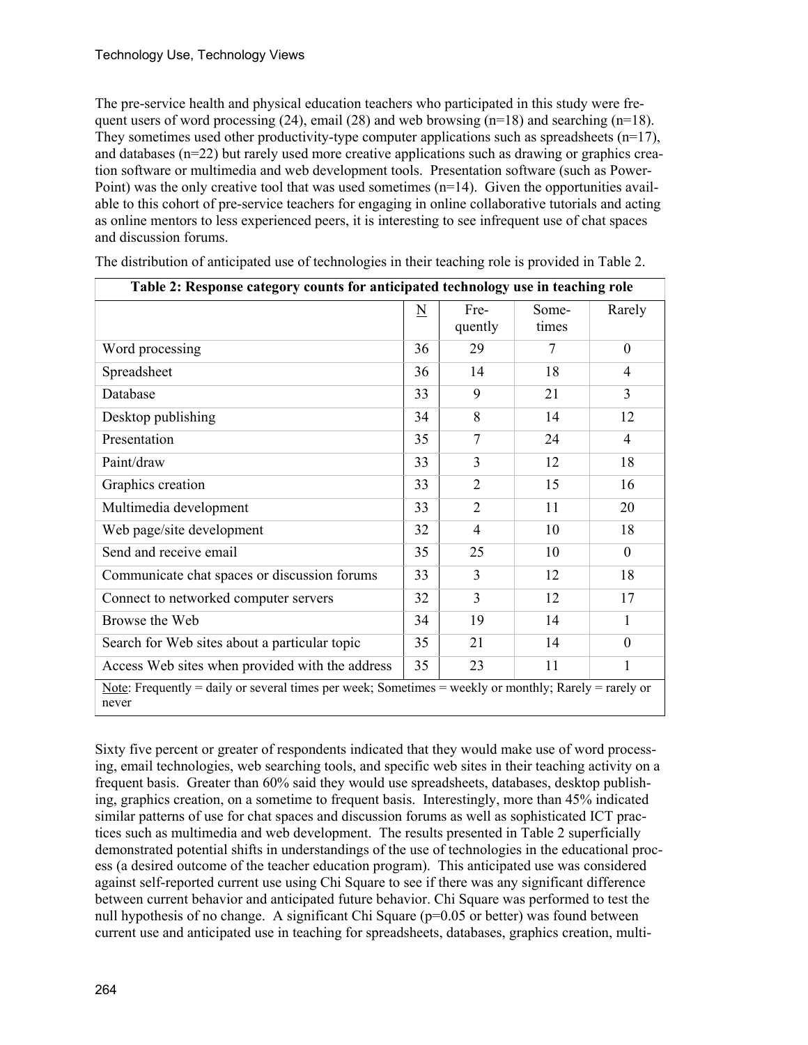The pre-service health and physical education teachers who participated in this study were frequent users of word processing (24), email (28) and web browsing (n=18) and searching (n=18). They sometimes used other productivity-type computer applications such as spreadsheets (n=17), and databases (n=22) but rarely used more creative applications such as drawing or graphics creation software or multimedia and web development tools. Presentation software (such as PowerPoint) was the only creative tool that was used sometimes (n=14). Given the opportunities available to this cohort of pre-service teachers for engaging in online collaborative tutorials and acting as online mentors to less experienced peers, it is interesting to see infrequent use of chat spaces and discussion forums.

The distribution of anticipated use of technologies in their teaching role is provided in Table 2.

**Table 2: Response category counts for anticipated technology use in teaching role**

| | N | Frequently | Sometimes | Rarely |
|---|---|---|---|---|
| Word processing | 36 | 29 | 7 | 0 |
| Spreadsheet | 36 | 14 | 18 | 4 |
| Database | 33 | 9 | 21 | 3 |
| Desktop publishing | 34 | 8 | 14 | 12 |
| Presentation | 35 | 7 | 24 | 4 |
| Paint/draw | 33 | 3 | 12 | 18 |
| Graphics creation | 33 | 2 | 15 | 16 |
| Multimedia development | 33 | 2 | 11 | 20 |
| Web page/site development | 32 | 4 | 10 | 18 |
| Send and receive email | 35 | 25 | 10 | 0 |
| Communicate chat spaces or discussion forums | 33 | 3 | 12 | 18 |
| Connect to networked computer servers | 32 | 3 | 12 | 17 |
| Browse the Web | 34 | 19 | 14 | 1 |
| Search for Web sites about a particular topic | 35 | 21 | 14 | 0 |
| Access Web sites when provided with the address | 35 | 23 | 11 | 1 |

Note: Frequently = daily or several times per week; Sometimes = weekly or monthly; Rarely = rarely or never

Sixty five percent or greater of respondents indicated that they would make use of word processing, email technologies, web searching tools, and specific web sites in their teaching activity on a frequent basis. Greater than 60% said they would use spreadsheets, databases, desktop publishing, graphics creation, on a sometime to frequent basis. Interestingly, more than 45% indicated similar patterns of use for chat spaces and discussion forums as well as sophisticated ICT practices such as multimedia and web development. The results presented in Table 2 superficially demonstrated potential shifts in understandings of the use of technologies in the educational process (a desired outcome of the teacher education program). This anticipated use was considered against self-reported current use using Chi Square to see if there was any significant difference between current behavior and anticipated future behavior. Chi Square was performed to test the null hypothesis of no change. A significant Chi Square ($p=0.05$ or better) was found between current use and anticipated use in teaching for spreadsheets, databases, graphics creation, multi-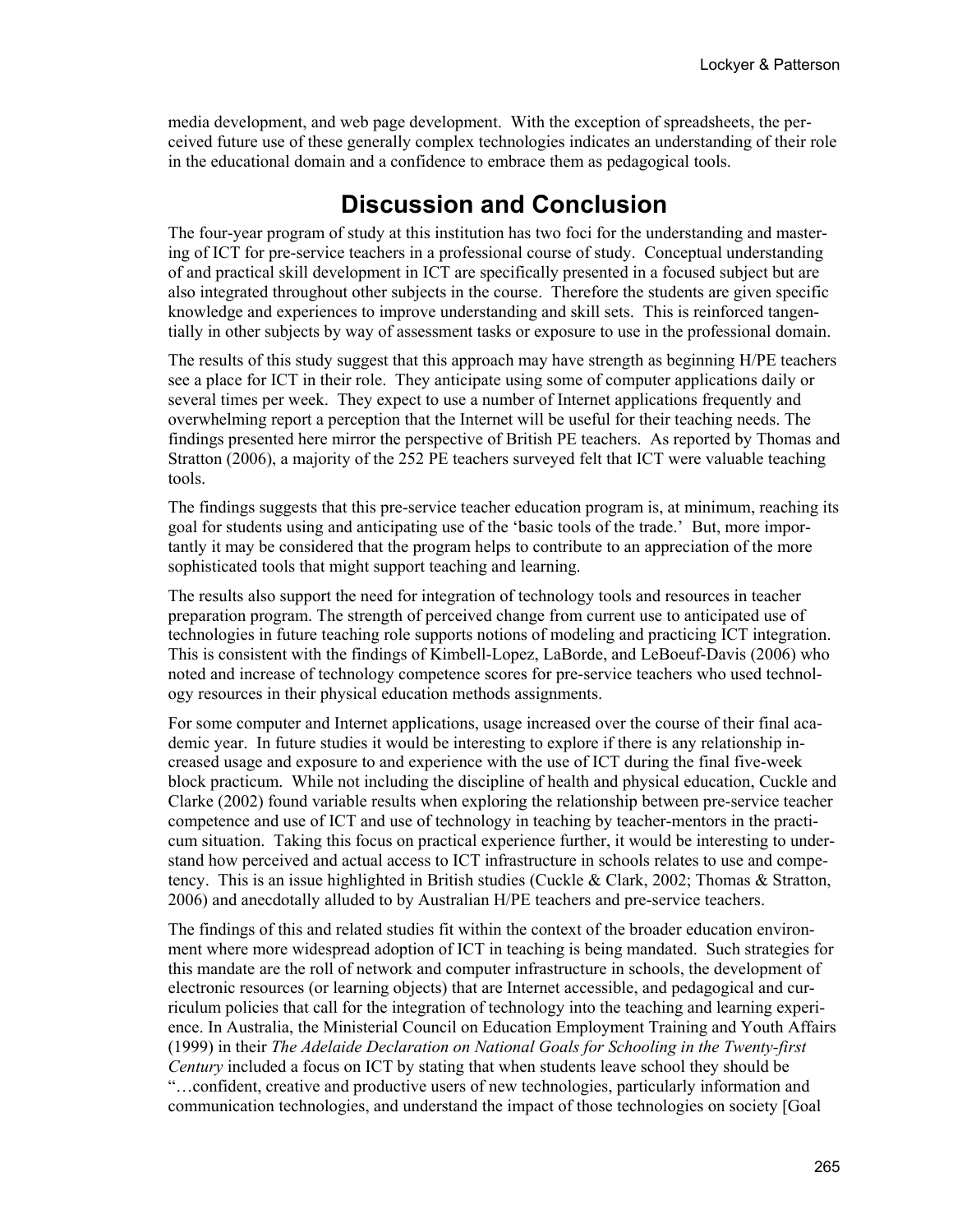media development, and web page development. With the exception of spreadsheets, the perceived future use of these generally complex technologies indicates an understanding of their role in the educational domain and a confidence to embrace them as pedagogical tools.

# Discussion and Conclusion

The four-year program of study at this institution has two foci for the understanding and mastering of ICT for pre-service teachers in a professional course of study. Conceptual understanding of and practical skill development in ICT are specifically presented in a focused subject but are also integrated throughout other subjects in the course. Therefore the students are given specific knowledge and experiences to improve understanding and skill sets. This is reinforced tangentially in other subjects by way of assessment tasks or exposure to use in the professional domain.

The results of this study suggest that this approach may have strength as beginning H/PE teachers see a place for ICT in their role. They anticipate using some of computer applications daily or several times per week. They expect to use a number of Internet applications frequently and overwhelming report a perception that the Internet will be useful for their teaching needs. The findings presented here mirror the perspective of British PE teachers. As reported by Thomas and Stratton (2006), a majority of the 252 PE teachers surveyed felt that ICT were valuable teaching tools.

The findings suggests that this pre-service teacher education program is, at minimum, reaching its goal for students using and anticipating use of the 'basic tools of the trade.' But, more importantly it may be considered that the program helps to contribute to an appreciation of the more sophisticated tools that might support teaching and learning.

The results also support the need for integration of technology tools and resources in teacher preparation program. The strength of perceived change from current use to anticipated use of technologies in future teaching role supports notions of modeling and practicing ICT integration. This is consistent with the findings of Kimbell-Lopez, LaBorde, and LeBoeuf-Davis (2006) who noted and increase of technology competence scores for pre-service teachers who used technology resources in their physical education methods assignments.

For some computer and Internet applications, usage increased over the course of their final academic year. In future studies it would be interesting to explore if there is any relationship increased usage and exposure to and experience with the use of ICT during the final five-week block practicum. While not including the discipline of health and physical education, Cuckle and Clarke (2002) found variable results when exploring the relationship between pre-service teacher competence and use of ICT and use of technology in teaching by teacher-mentors in the practicum situation. Taking this focus on practical experience further, it would be interesting to understand how perceived and actual access to ICT infrastructure in schools relates to use and competency. This is an issue highlighted in British studies (Cuckle & Clark, 2002; Thomas & Stratton, 2006) and anecdotally alluded to by Australian H/PE teachers and pre-service teachers.

The findings of this and related studies fit within the context of the broader education environment where more widespread adoption of ICT in teaching is being mandated. Such strategies for this mandate are the roll of network and computer infrastructure in schools, the development of electronic resources (or learning objects) that are Internet accessible, and pedagogical and curriculum policies that call for the integration of technology into the teaching and learning experience. In Australia, the Ministerial Council on Education Employment Training and Youth Affairs (1999) in their *The Adelaide Declaration on National Goals for Schooling in the Twenty-first Century* included a focus on ICT by stating that when students leave school they should be "…confident, creative and productive users of new technologies, particularly information and communication technologies, and understand the impact of those technologies on society [Goal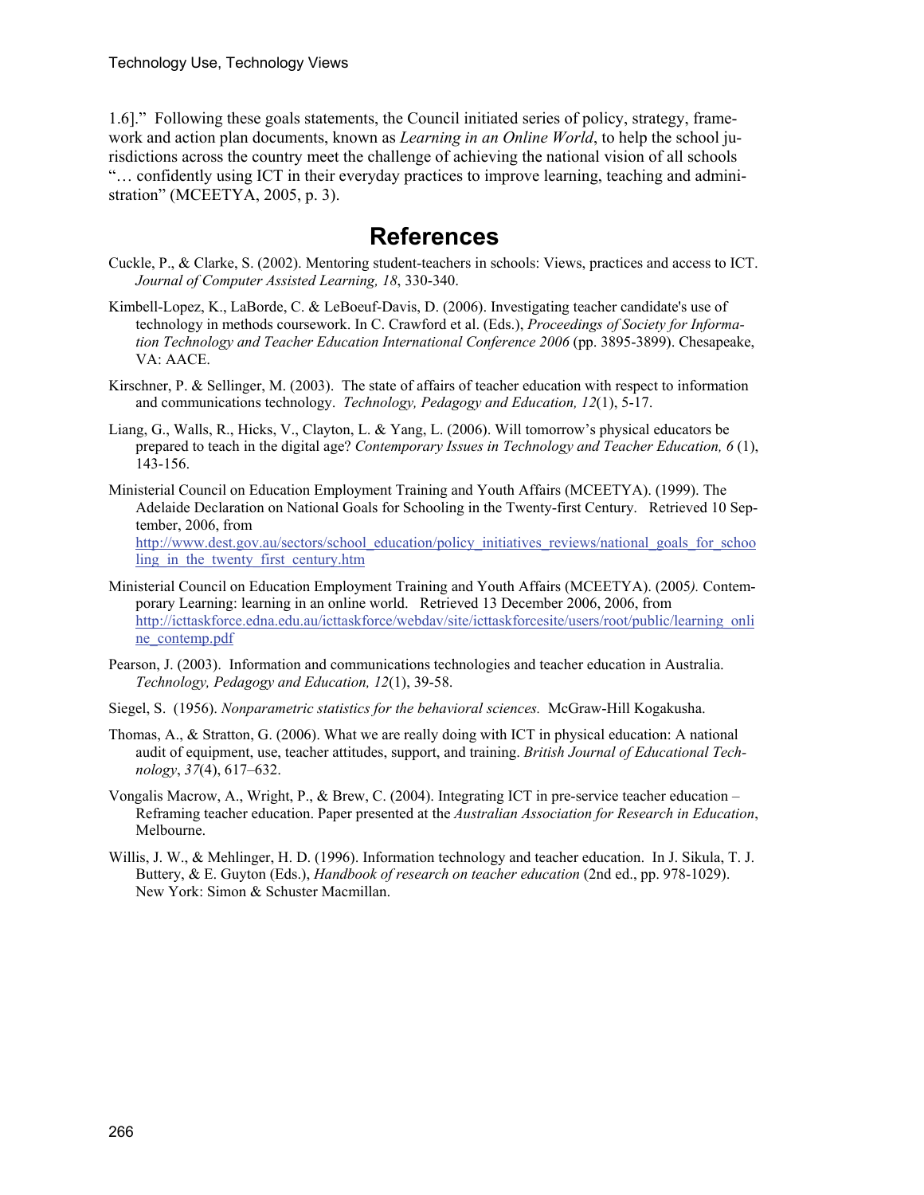1.6].” Following these goals statements, the Council initiated series of policy, strategy, framework and action plan documents, known as *Learning in an Online World*, to help the school jurisdictions across the country meet the challenge of achieving the national vision of all schools “… confidently using ICT in their everyday practices to improve learning, teaching and administration” (MCEETYA, 2005, p. 3).

# References

Cuckle, P., & Clarke, S. (2002). Mentoring student-teachers in schools: Views, practices and access to ICT. *Journal of Computer Assisted Learning, 18*, 330-340.

Kimbell-Lopez, K., LaBorde, C. & LeBoeuf-Davis, D. (2006). Investigating teacher candidate's use of technology in methods coursework. In C. Crawford et al. (Eds.), *Proceedings of Society for Information Technology and Teacher Education International Conference 2006* (pp. 3895-3899). Chesapeake, VA: AACE.

Kirschner, P. & Sellinger, M. (2003). The state of affairs of teacher education with respect to information and communications technology. *Technology, Pedagogy and Education, 12*(1), 5-17.

Liang, G., Walls, R., Hicks, V., Clayton, L. & Yang, L. (2006). Will tomorrow’s physical educators be prepared to teach in the digital age? *Contemporary Issues in Technology and Teacher Education, 6* (1), 143-156.

Ministerial Council on Education Employment Training and Youth Affairs (MCEETYA). (1999). The Adelaide Declaration on National Goals for Schooling in the Twenty-first Century. Retrieved 10 September, 2006, from http://www.dest.gov.au/sectors/school_education/policy_initiatives_reviews/national_goals_for_schooling_in_the_twenty_first_century.htm

Ministerial Council on Education Employment Training and Youth Affairs (MCEETYA). (2005*).* Contemporary Learning: learning in an online world. Retrieved 13 December 2006, 2006, from http://icttaskforce.edna.edu.au/icttaskforce/webdav/site/icttaskforcesite/users/root/public/learning_online_contemp.pdf

Pearson, J. (2003). Information and communications technologies and teacher education in Australia. *Technology, Pedagogy and Education, 12*(1), 39-58.

Siegel, S. (1956). *Nonparametric statistics for the behavioral sciences.* McGraw-Hill Kogakusha.

Thomas, A., & Stratton, G. (2006). What we are really doing with ICT in physical education: A national audit of equipment, use, teacher attitudes, support, and training. *British Journal of Educational Technology*, *37*(4), 617–632.

Vongalis Macrow, A., Wright, P., & Brew, C. (2004). Integrating ICT in pre-service teacher education – Reframing teacher education. Paper presented at the *Australian Association for Research in Education*, Melbourne.

Willis, J. W., & Mehlinger, H. D. (1996). Information technology and teacher education. In J. Sikula, T. J. Buttery, & E. Guyton (Eds.), *Handbook of research on teacher education* (2nd ed., pp. 978-1029). New York: Simon & Schuster Macmillan.